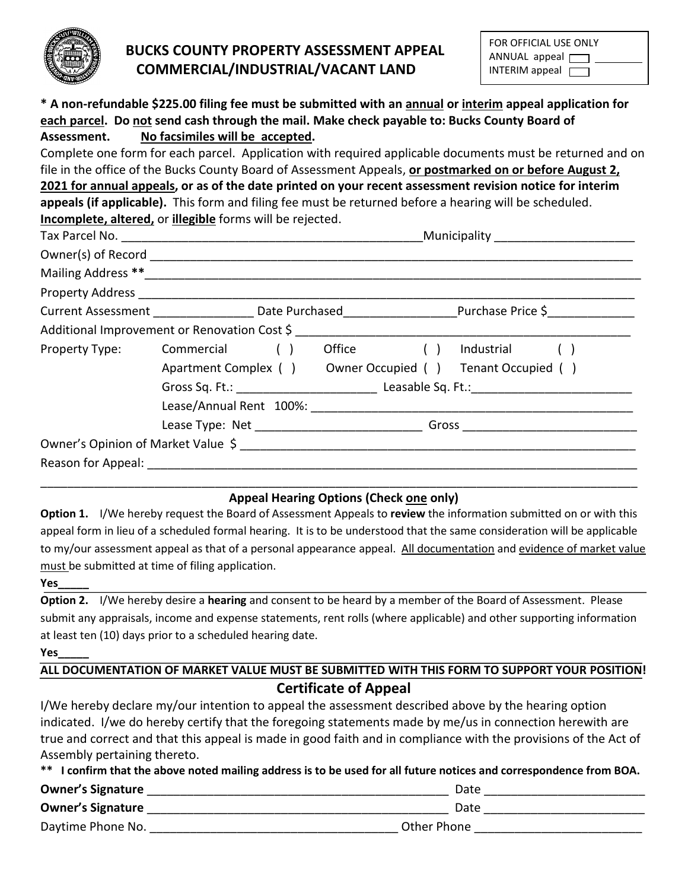FOR OFFICIAL USE ONLY
ANNUAL appeal ☐ ________
INTERIM appeal ☐

# BUCKS COUNTY PROPERTY ASSESSMENT APPEAL COMMERCIAL/INDUSTRIAL/VACANT LAND

**\* A non-refundable $225.00 filing fee must be submitted with an annual or interim appeal application for each parcel. Do not send cash through the mail. Make check payable to: Bucks County Board of Assessment. No facsimiles will be accepted.**

Complete one form for each parcel. Application with required applicable documents must be returned and on file in the office of the Bucks County Board of Assessment Appeals, **or postmarked on or before August 2, 2021 for annual appeals, or as of the date printed on your recent assessment revision notice for interim appeals (if applicable).** This form and filing fee must be returned before a hearing will be scheduled. **Incomplete, altered,** or **illegible** forms will be rejected.

Tax Parcel No. ____________________________________________ Municipality ____________________

Owner(s) of Record ____________________________________________________________________________

Mailing Address **_______________________________________________________________________________

Property Address _______________________________________________________________________________

Current Assessment _______________ Date Purchased________________ Purchase Price $_____________

Additional Improvement or Renovation Cost $ ___________________________________________________

Property Type: Commercial ( ) Office ( ) Industrial ( )

Apartment Complex ( ) Owner Occupied ( ) Tenant Occupied ( )

Gross Sq. Ft.: _____________________ Leasable Sq. Ft.:________________________

Lease/Annual Rent 100%: _________________________________________________

Lease Type: Net _________________________ Gross __________________________

Owner's Opinion of Market Value $ ____________________________________________________________

Reason for Appeal: _______________________________________________________________________________

___________________________________________________________________________________________

### Appeal Hearing Options (Check one only)

**Option 1.** I/We hereby request the Board of Assessment Appeals to **review** the information submitted on or with this appeal form in lieu of a scheduled formal hearing. It is to be understood that the same consideration will be applicable to my/our assessment appeal as that of a personal appearance appeal. All documentation and evidence of market value must be submitted at time of filing application.

**Yes_____**

**Option 2.** I/We hereby desire a **hearing** and consent to be heard by a member of the Board of Assessment. Please submit any appraisals, income and expense statements, rent rolls (where applicable) and other supporting information at least ten (10) days prior to a scheduled hearing date.

**Yes_____**

**ALL DOCUMENTATION OF MARKET VALUE MUST BE SUBMITTED WITH THIS FORM TO SUPPORT YOUR POSITION!**

## Certificate of Appeal

I/We hereby declare my/our intention to appeal the assessment described above by the hearing option indicated. I/we do hereby certify that the foregoing statements made by me/us in connection herewith are true and correct and that this appeal is made in good faith and in compliance with the provisions of the Act of Assembly pertaining thereto.

**\*\* I confirm that the above noted mailing address is to be used for all future notices and correspondence from BOA.**

**Owner's Signature** ______________________________________________ Date ________________________

**Owner's Signature** ______________________________________________ Date ________________________

Daytime Phone No. _____________________________________ Other Phone _________________________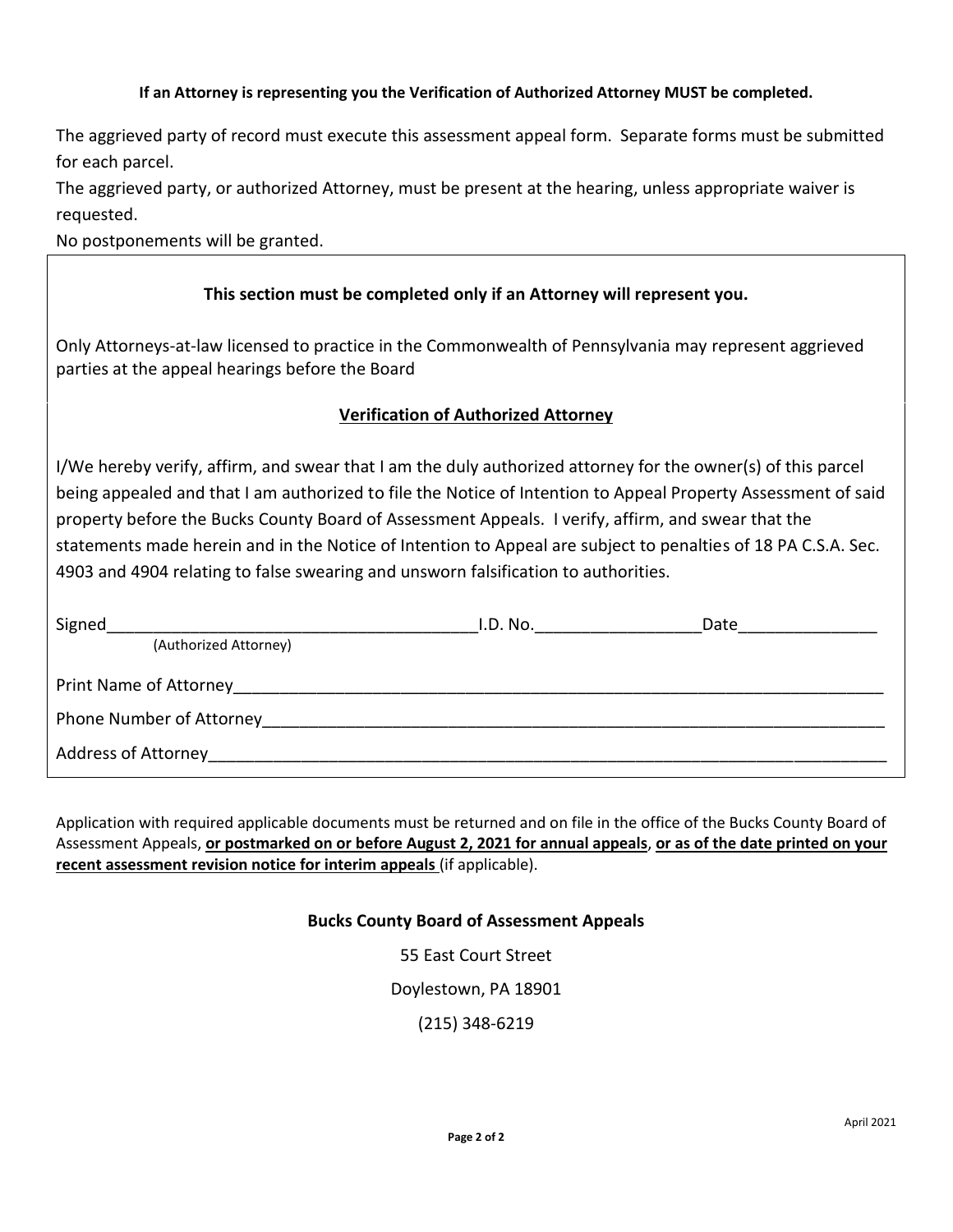**If an Attorney is representing you the Verification of Authorized Attorney MUST be completed.**

The aggrieved party of record must execute this assessment appeal form. Separate forms must be submitted for each parcel.

The aggrieved party, or authorized Attorney, must be present at the hearing, unless appropriate waiver is requested.

No postponements will be granted.

**This section must be completed only if an Attorney will represent you.**

Only Attorneys-at-law licensed to practice in the Commonwealth of Pennsylvania may represent aggrieved parties at the appeal hearings before the Board

## Verification of Authorized Attorney

I/We hereby verify, affirm, and swear that I am the duly authorized attorney for the owner(s) of this parcel being appealed and that I am authorized to file the Notice of Intention to Appeal Property Assessment of said property before the Bucks County Board of Assessment Appeals. I verify, affirm, and swear that the statements made herein and in the Notice of Intention to Appeal are subject to penalties of 18 PA C.S.A. Sec. 4903 and 4904 relating to false swearing and unsworn falsification to authorities.

Signed________________________________________ I.D. No.__________________ Date_______________
(Authorized Attorney)

Print Name of Attorney_____________________________________________________________________

Phone Number of Attorney___________________________________________________________________

Address of Attorney________________________________________________________________________

Application with required applicable documents must be returned and on file in the office of the Bucks County Board of Assessment Appeals, **or postmarked on or before August 2, 2021 for annual appeals**, **or as of the date printed on your recent assessment revision notice for interim appeals** (if applicable).

**Bucks County Board of Assessment Appeals**

55 East Court Street

Doylestown, PA 18901

(215) 348-6219

April 2021